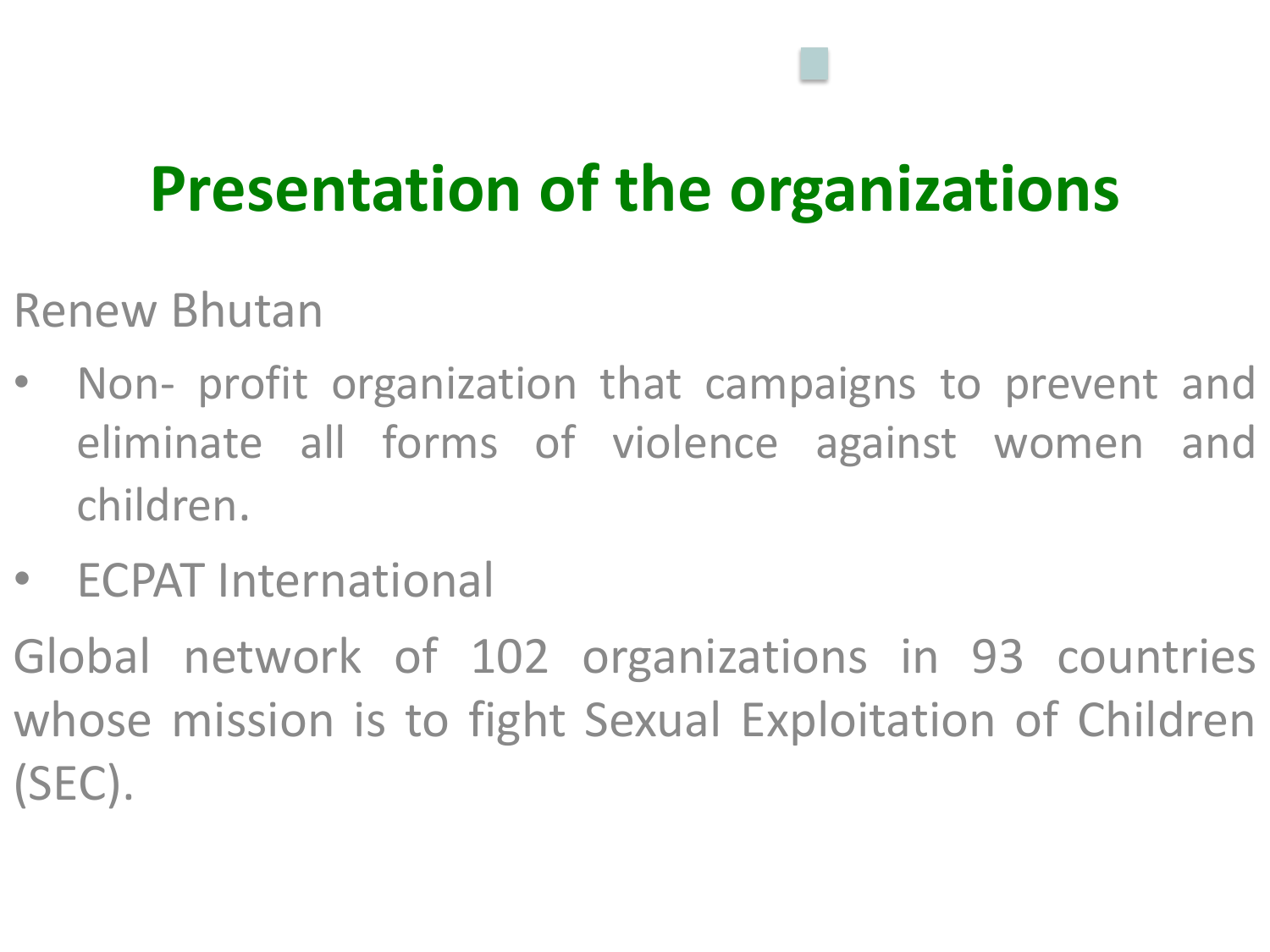# Presentation of the organizations

Renew Bhutan

- Non- profit organization that campaigns to prevent and eliminate all forms of violence against women and children.
- ECPAT International

Global network of 102 organizations in 93 countries whose mission is to fight Sexual Exploitation of Children (SEC).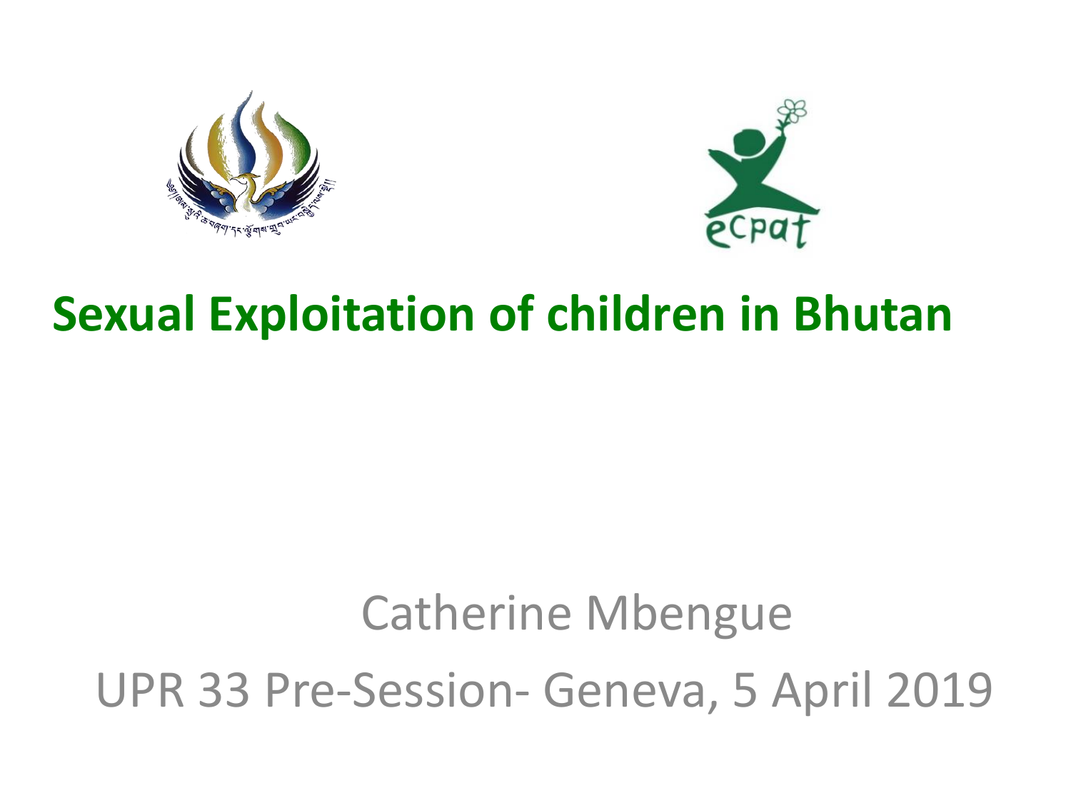# Sexual Exploitation of children in Bhutan

Catherine Mbengue

UPR 33 Pre-Session- Geneva, 5 April 2019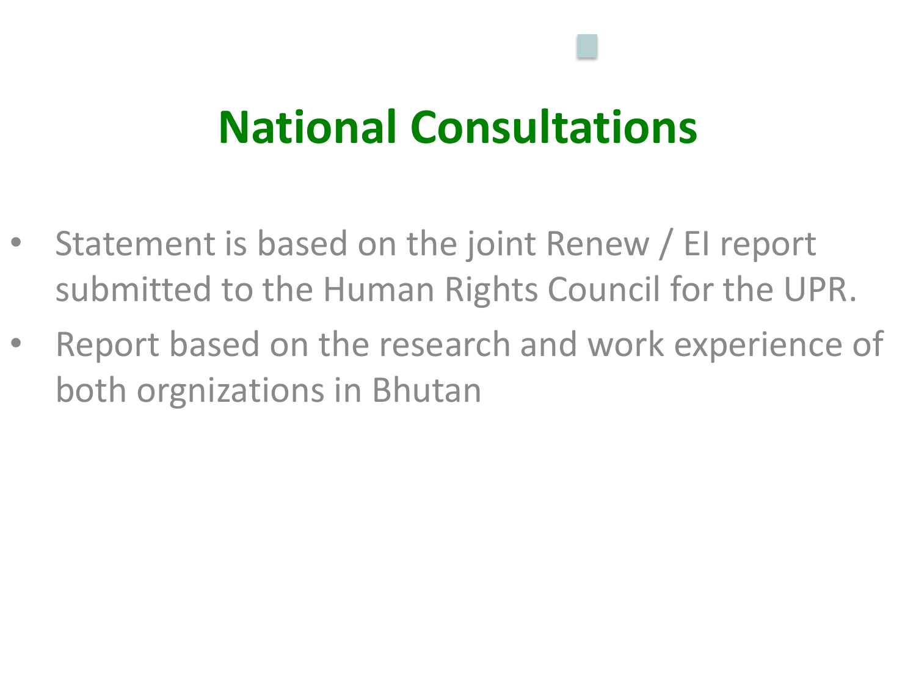# National Consultations

- Statement is based on the joint Renew / EI report submitted to the Human Rights Council for the UPR.
- Report based on the research and work experience of both orgnizations in Bhutan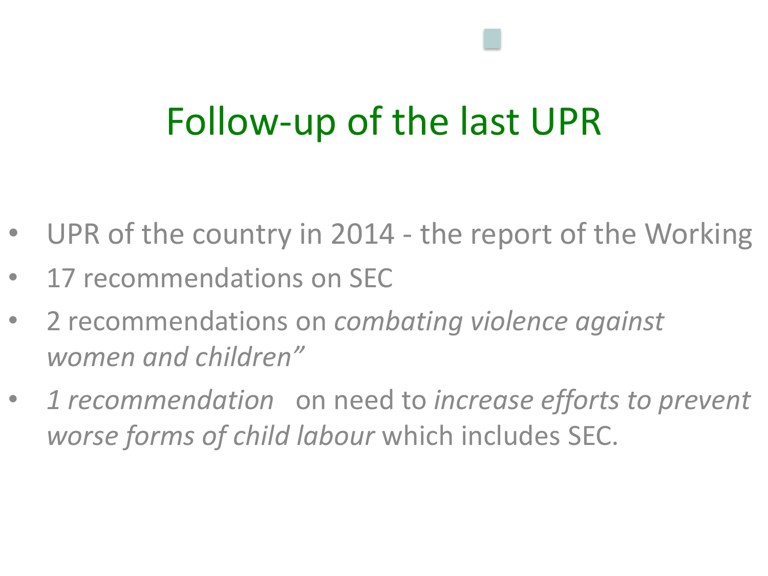# Follow-up of the last UPR

- UPR of the country in 2014 - the report of the Working
- 17 recommendations on SEC
- 2 recommendations on *combating violence against women and children"*
- *1 recommendation* on need to *increase efforts to prevent worse forms of child labour* which includes SEC.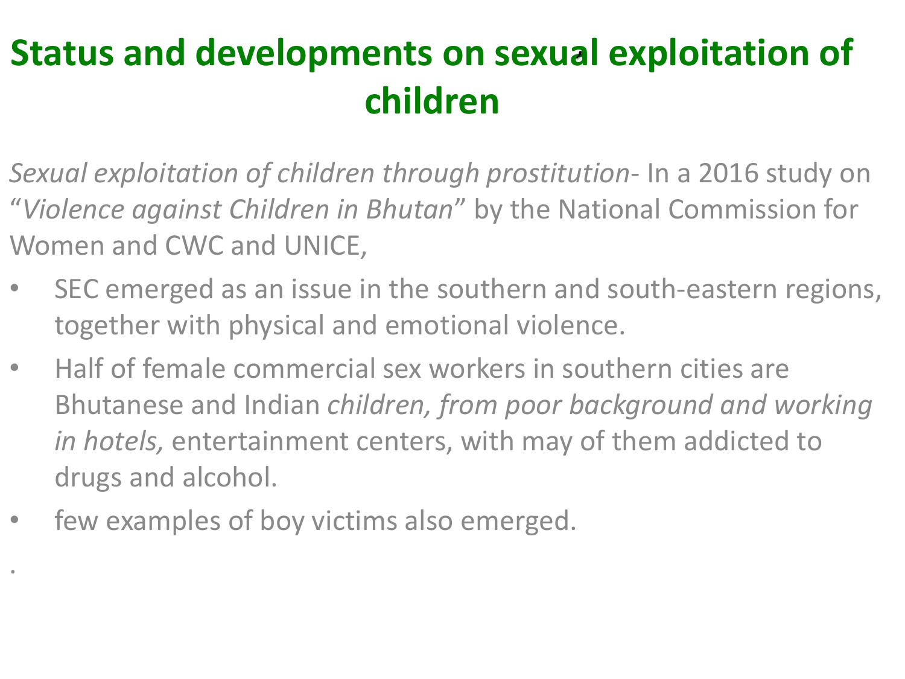# Status and developments on sexual exploitation of children

*Sexual exploitation of children through prostitution*- In a 2016 study on "*Violence against Children in Bhutan*" by the National Commission for Women and CWC and UNICE,

- SEC emerged as an issue in the southern and south-eastern regions, together with physical and emotional violence.
- Half of female commercial sex workers in southern cities are Bhutanese and Indian *children, from poor background and working in hotels,* entertainment centers, with may of them addicted to drugs and alcohol.
- few examples of boy victims also emerged.

.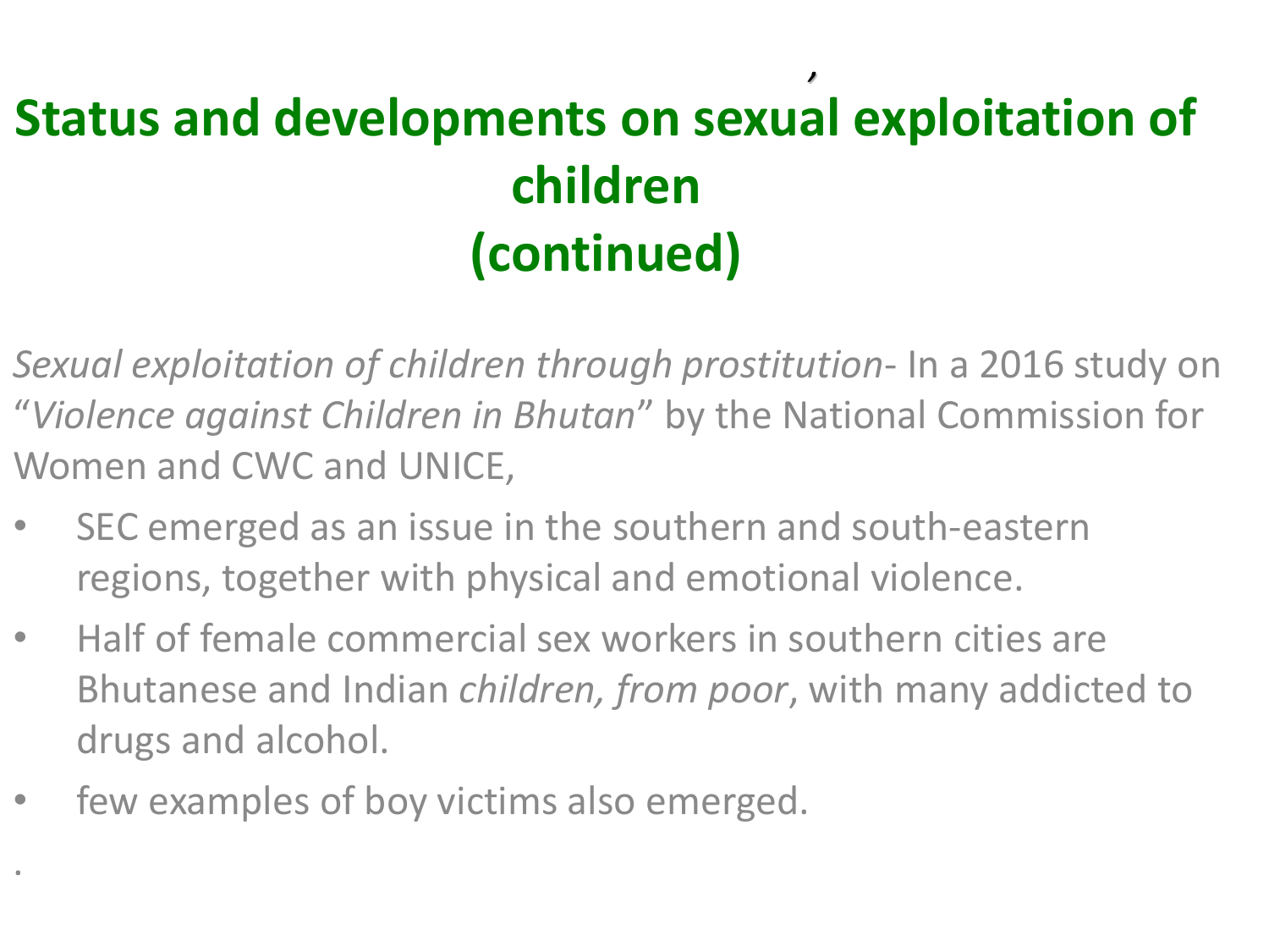# Status and developments on sexual exploitation of children (continued)

*Sexual exploitation of children through prostitution*- In a 2016 study on "*Violence against Children in Bhutan*" by the National Commission for Women and CWC and UNICE,

- SEC emerged as an issue in the southern and south-eastern regions, together with physical and emotional violence.
- Half of female commercial sex workers in southern cities are Bhutanese and Indian *children, from poor*, with many addicted to drugs and alcohol.
- few examples of boy victims also emerged.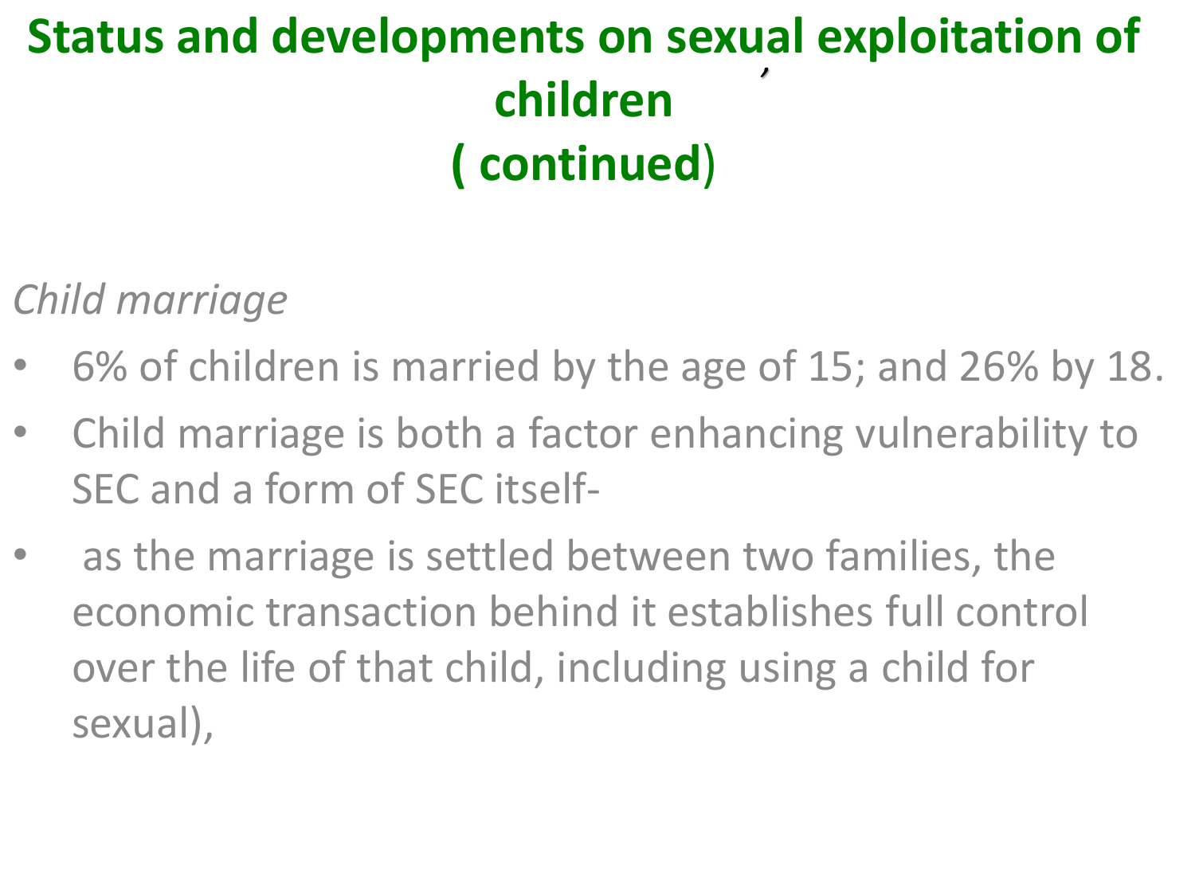# Status and developments on sexual exploitation of children ( continued)

*Child marriage*

- 6% of children is married by the age of 15; and 26% by 18.
- Child marriage is both a factor enhancing vulnerability to SEC and a form of SEC itself-
- as the marriage is settled between two families, the economic transaction behind it establishes full control over the life of that child, including using a child for sexual),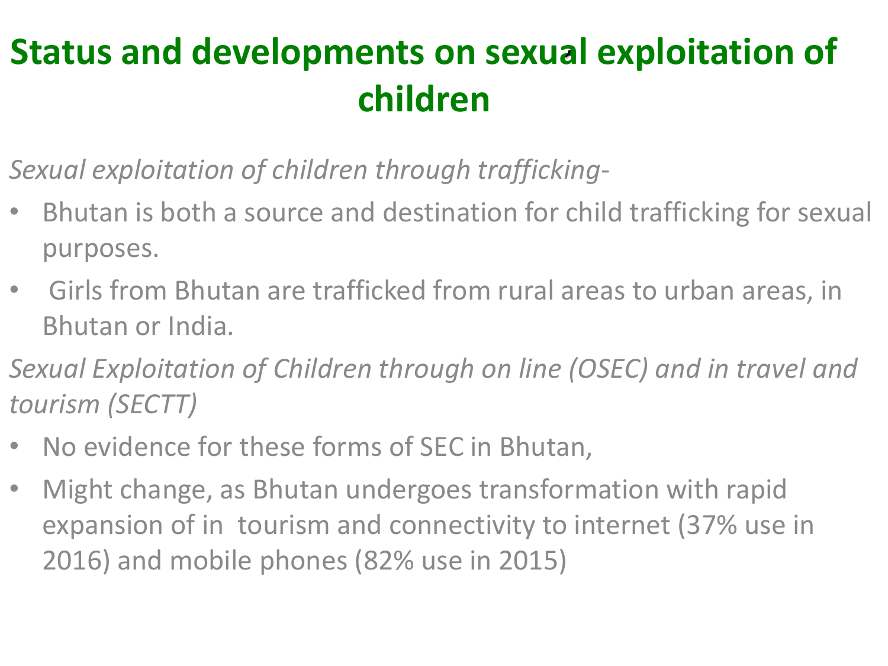# Status and developments on sexual exploitation of children

*Sexual exploitation of children through trafficking-*

- Bhutan is both a source and destination for child trafficking for sexual purposes.
- Girls from Bhutan are trafficked from rural areas to urban areas, in Bhutan or India.

*Sexual Exploitation of Children through on line (OSEC) and in travel and tourism (SECTT)*

- No evidence for these forms of SEC in Bhutan,
- Might change, as Bhutan undergoes transformation with rapid expansion of in tourism and connectivity to internet (37% use in 2016) and mobile phones (82% use in 2015)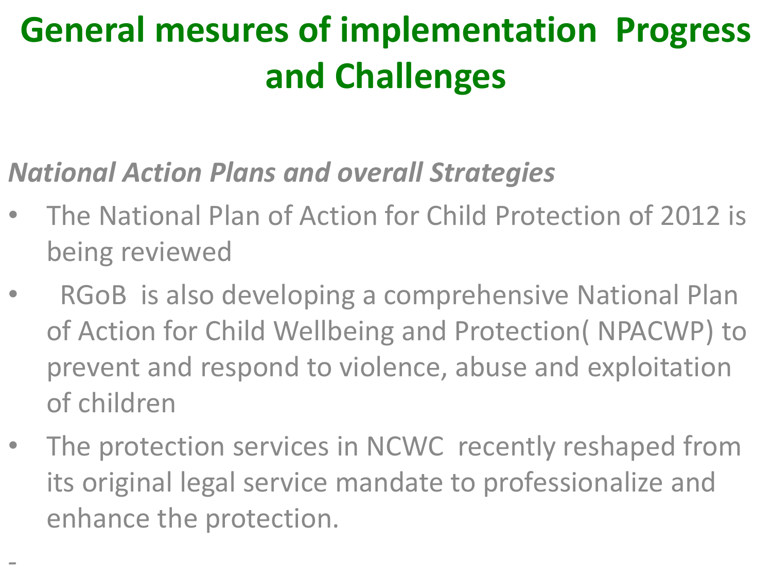# General mesures of implementation Progress and Challenges

*National Action Plans and overall Strategies*

- The National Plan of Action for Child Protection of 2012 is being reviewed
- RGoB is also developing a comprehensive National Plan of Action for Child Wellbeing and Protection( NPACWP) to prevent and respond to violence, abuse and exploitation of children
- The protection services in NCWC recently reshaped from its original legal service mandate to professionalize and enhance the protection.

-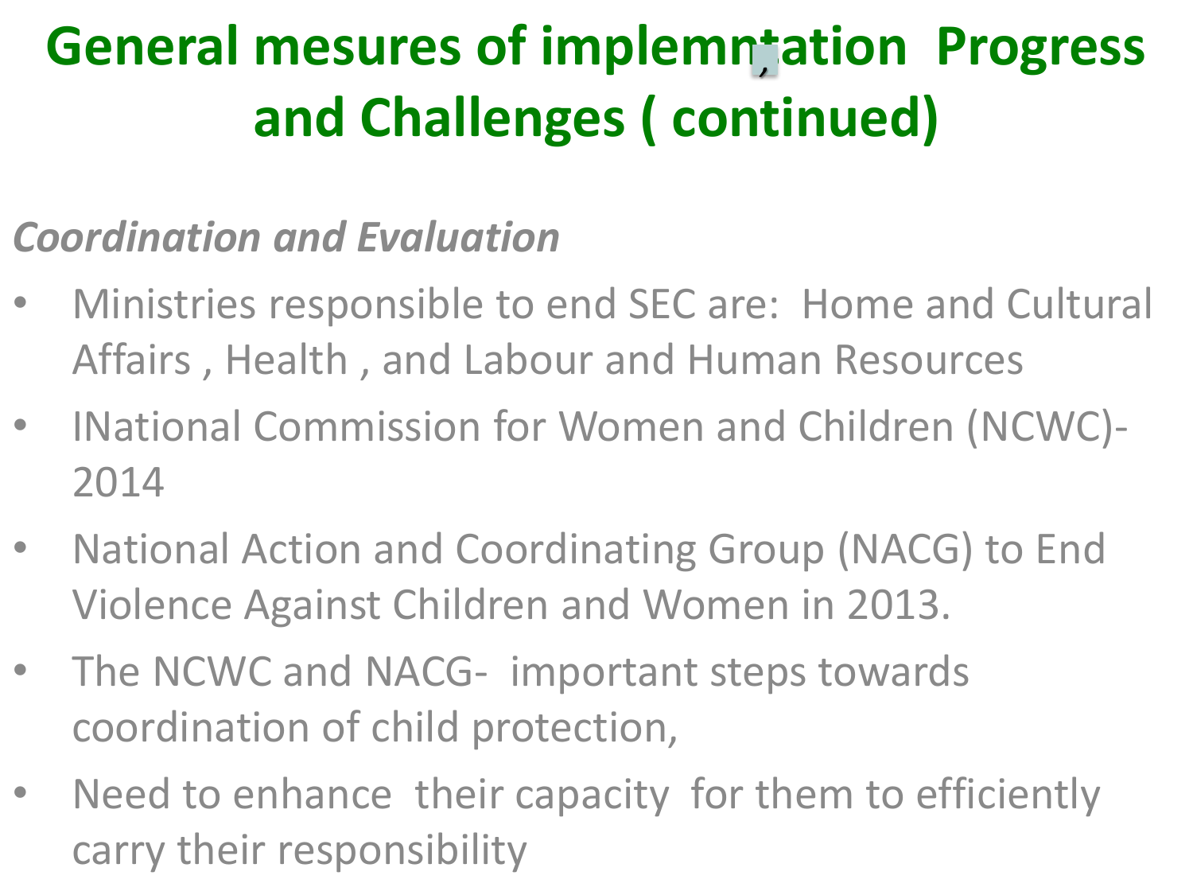# General mesures of implemntation Progress and Challenges ( continued)

*Coordination and Evaluation*

- Ministries responsible to end SEC are: Home and Cultural Affairs , Health , and Labour and Human Resources
- INational Commission for Women and Children (NCWC)-2014
- National Action and Coordinating Group (NACG) to End Violence Against Children and Women in 2013.
- The NCWC and NACG- important steps towards coordination of child protection,
- Need to enhance their capacity for them to efficiently carry their responsibility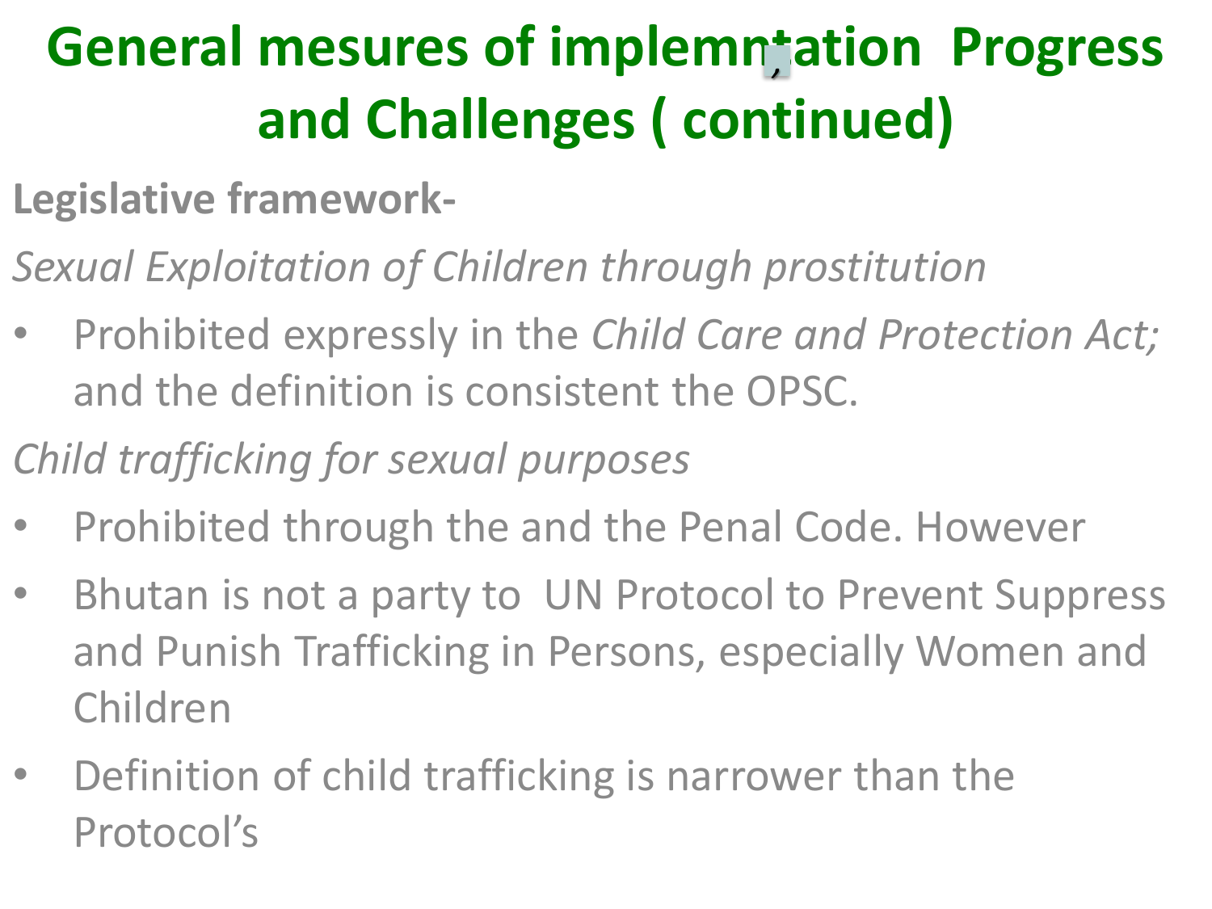# General mesures of implemntation Progress and Challenges ( continued)

**Legislative framework-**

*Sexual Exploitation of Children through prostitution*

- Prohibited expressly in the *Child Care and Protection Act;* and the definition is consistent the OPSC.

*Child trafficking for sexual purposes*

- Prohibited through the and the Penal Code. However
- Bhutan is not a party to UN Protocol to Prevent Suppress and Punish Trafficking in Persons, especially Women and Children
- Definition of child trafficking is narrower than the Protocol's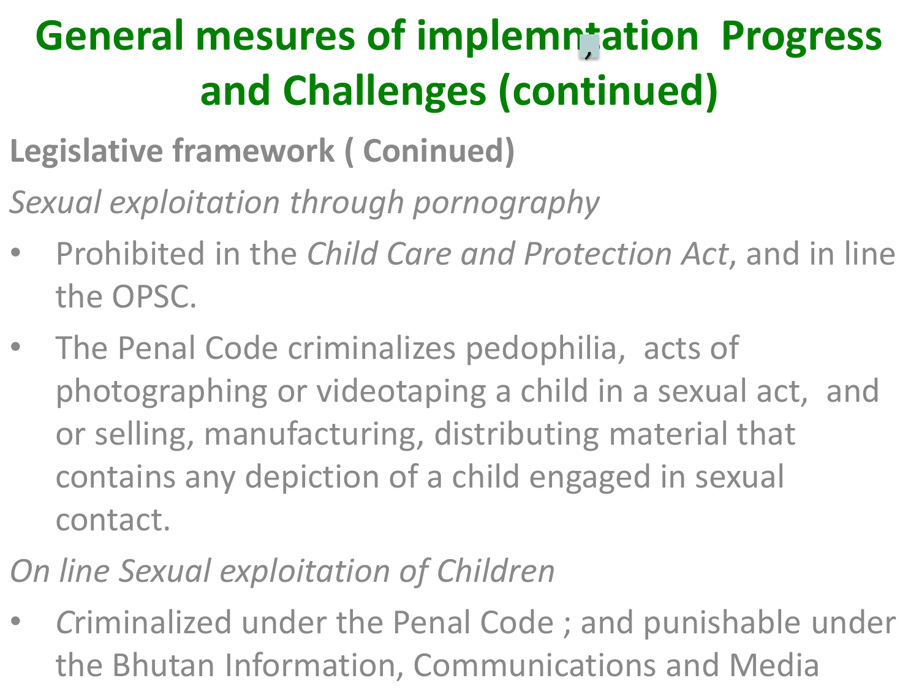# General mesures of implemntation Progress and Challenges (continued)

**Legislative framework ( Coninued)**

*Sexual exploitation through pornography*

- Prohibited in the *Child Care and Protection Act*, and in line the OPSC.
- The Penal Code criminalizes pedophilia, acts of photographing or videotaping a child in a sexual act, and or selling, manufacturing, distributing material that contains any depiction of a child engaged in sexual contact.

*On line Sexual exploitation of Children*

- *C*riminalized under the Penal Code ; and punishable under the Bhutan Information, Communications and Media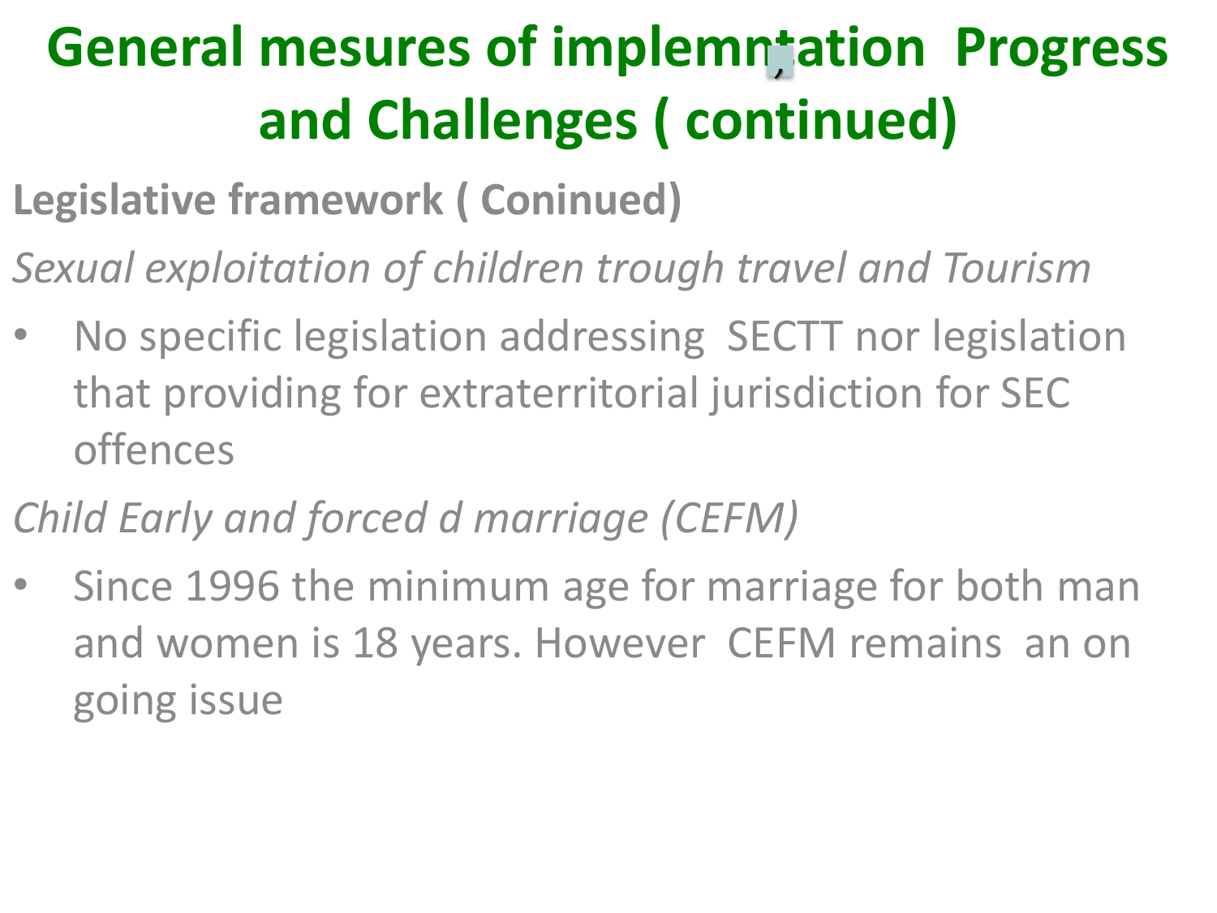# General mesures of implemntation Progress and Challenges ( continued)

**Legislative framework ( Coninued)**

*Sexual exploitation of children trough travel and Tourism*

- No specific legislation addressing SECTT nor legislation that providing for extraterritorial jurisdiction for SEC offences

*Child Early and forced d marriage (CEFM)*

- Since 1996 the minimum age for marriage for both man and women is 18 years. However CEFM remains an on going issue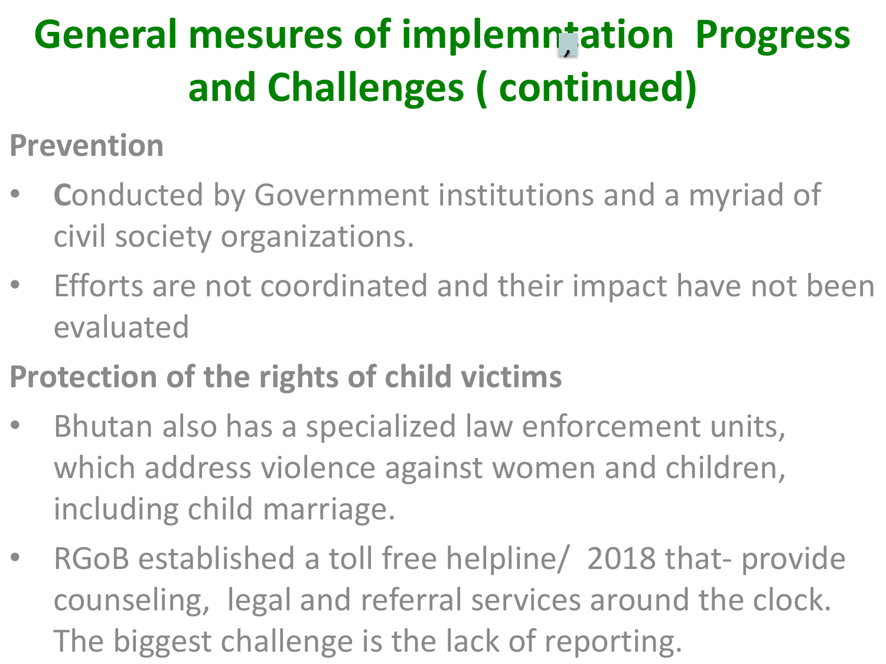# General mesures of implemntation Progress and Challenges ( continued)

**Prevention**

- **C**onducted by Government institutions and a myriad of civil society organizations.
- Efforts are not coordinated and their impact have not been evaluated

**Protection of the rights of child victims**

- Bhutan also has a specialized law enforcement units, which address violence against women and children, including child marriage.
- RGoB established a toll free helpline/ 2018 that- provide counseling, legal and referral services around the clock. The biggest challenge is the lack of reporting.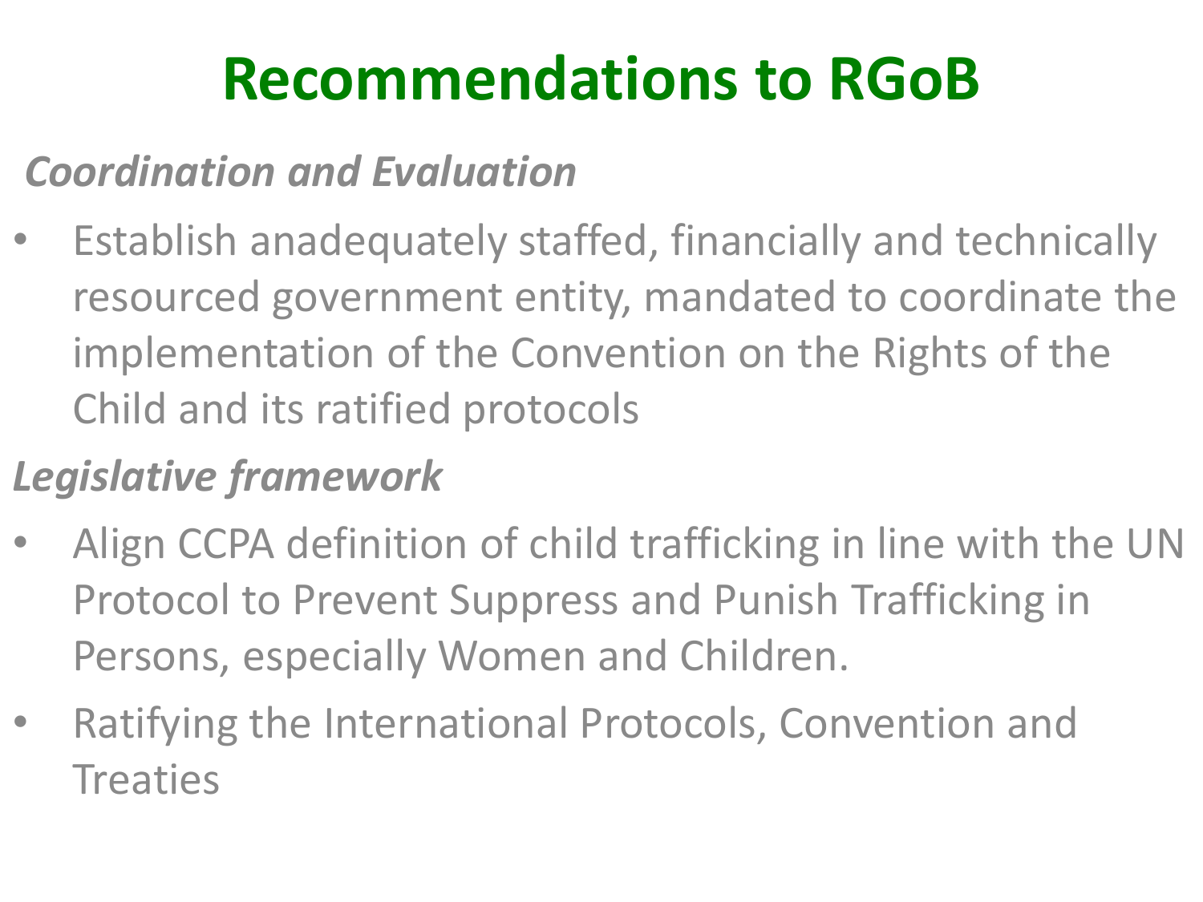# Recommendations to RGoB

*Coordination and Evaluation*

- Establish anadequately staffed, financially and technically resourced government entity, mandated to coordinate the implementation of the Convention on the Rights of the Child and its ratified protocols

*Legislative framework*

- Align CCPA definition of child trafficking in line with the UN Protocol to Prevent Suppress and Punish Trafficking in Persons, especially Women and Children.
- Ratifying the International Protocols, Convention and Treaties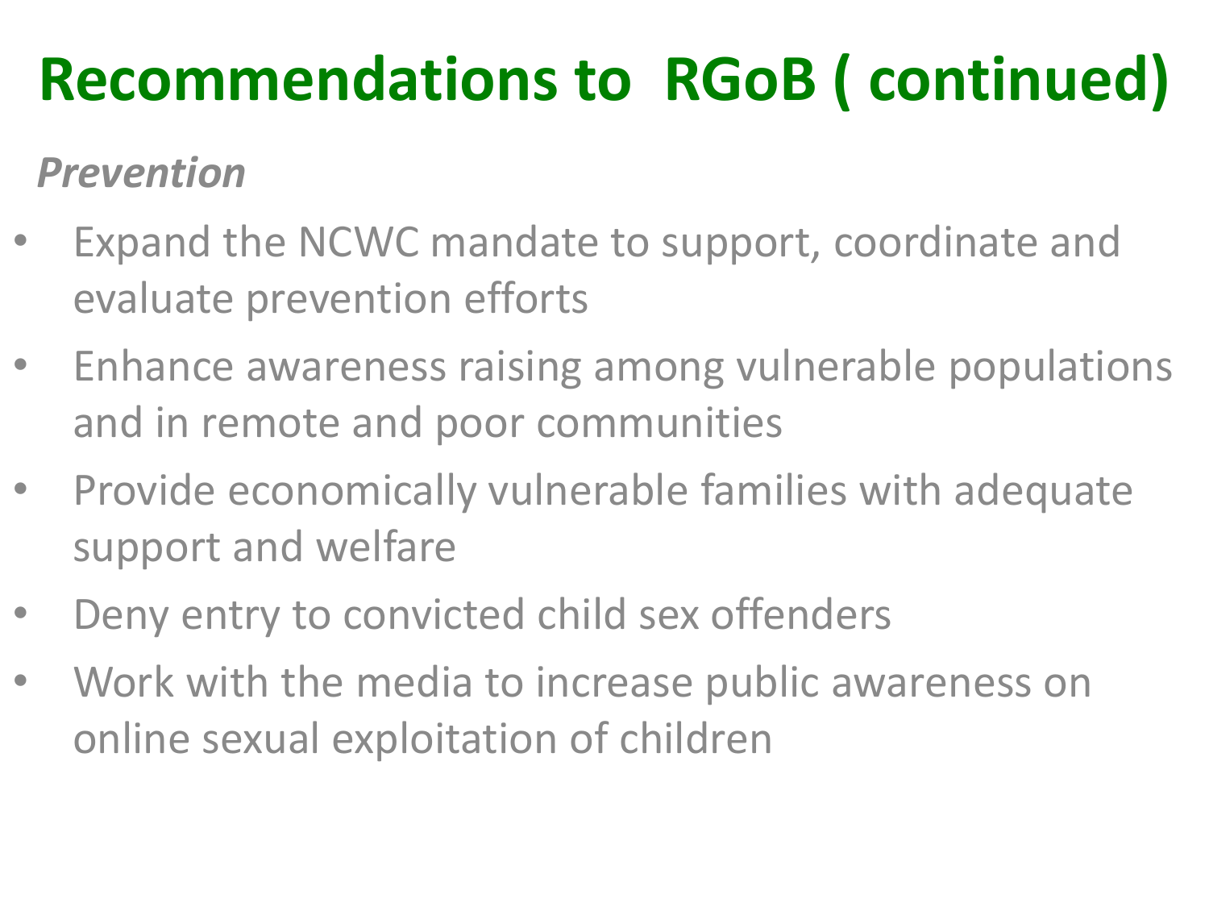# Recommendations to RGoB ( continued)

*Prevention*

- Expand the NCWC mandate to support, coordinate and evaluate prevention efforts
- Enhance awareness raising among vulnerable populations and in remote and poor communities
- Provide economically vulnerable families with adequate support and welfare
- Deny entry to convicted child sex offenders
- Work with the media to increase public awareness on online sexual exploitation of children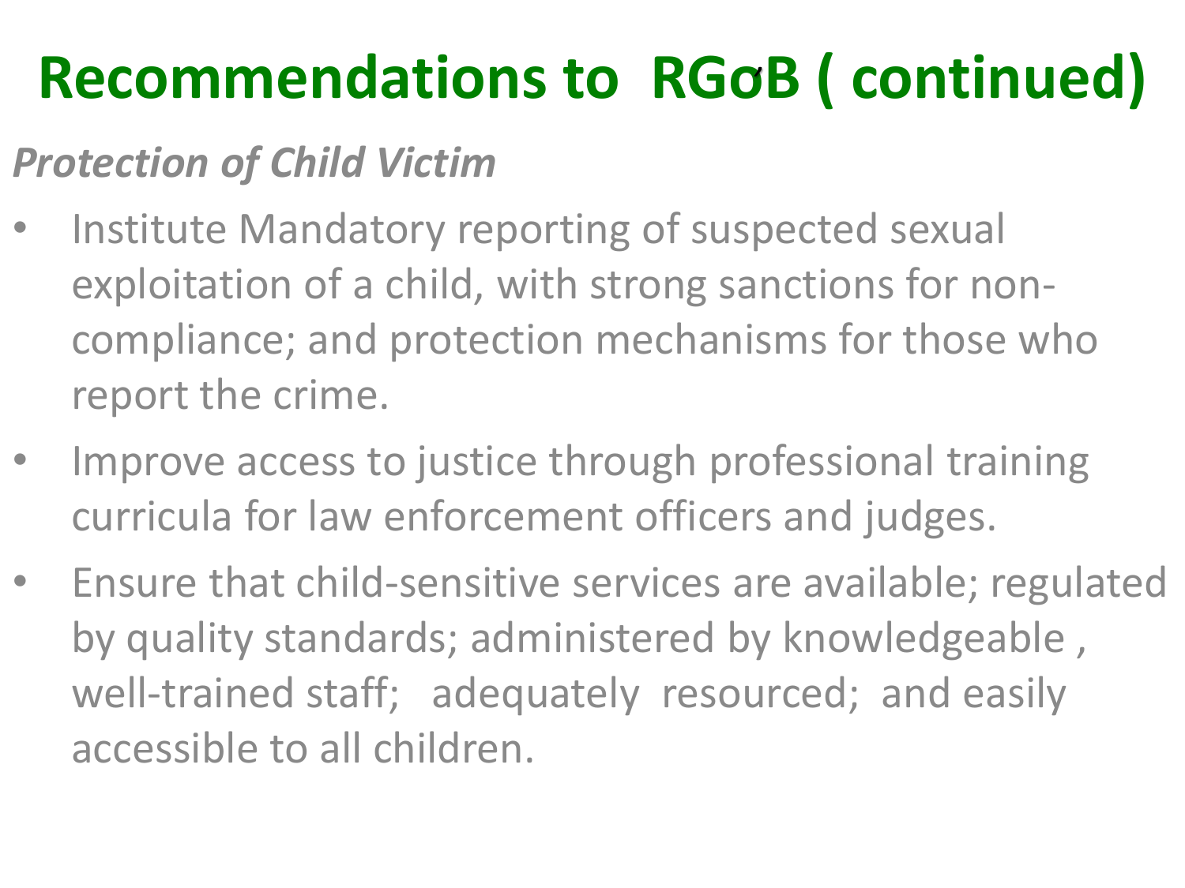# Recommendations to RGoB ( continued)

*Protection of Child Victim*

- Institute Mandatory reporting of suspected sexual exploitation of a child, with strong sanctions for non-compliance; and protection mechanisms for those who report the crime.
- Improve access to justice through professional training curricula for law enforcement officers and judges.
- Ensure that child-sensitive services are available; regulated by quality standards; administered by knowledgeable , well-trained staff; adequately resourced; and easily accessible to all children.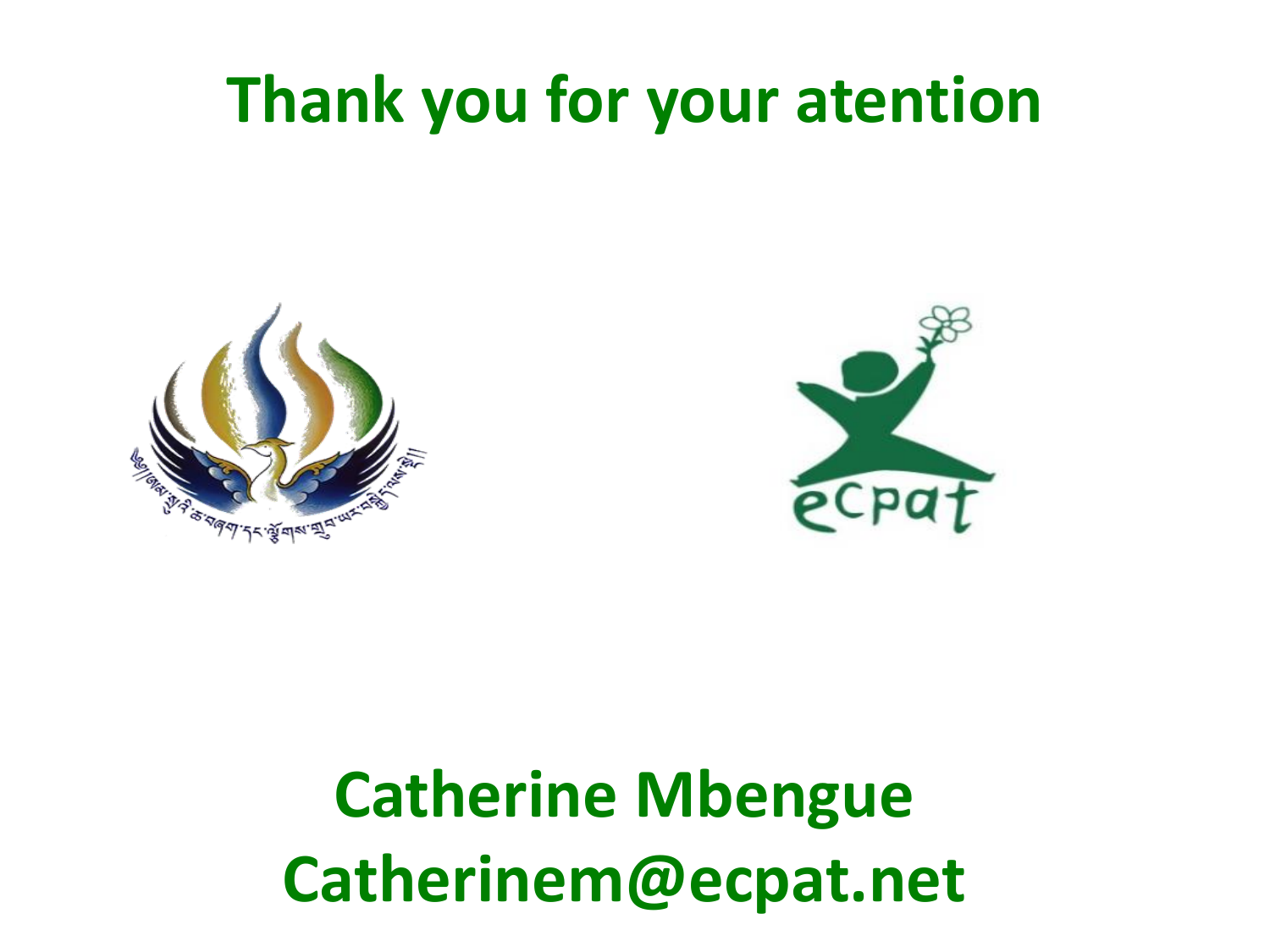# Thank you for your atention

**Catherine Mbengue**
**Catherinem@ecpat.net**